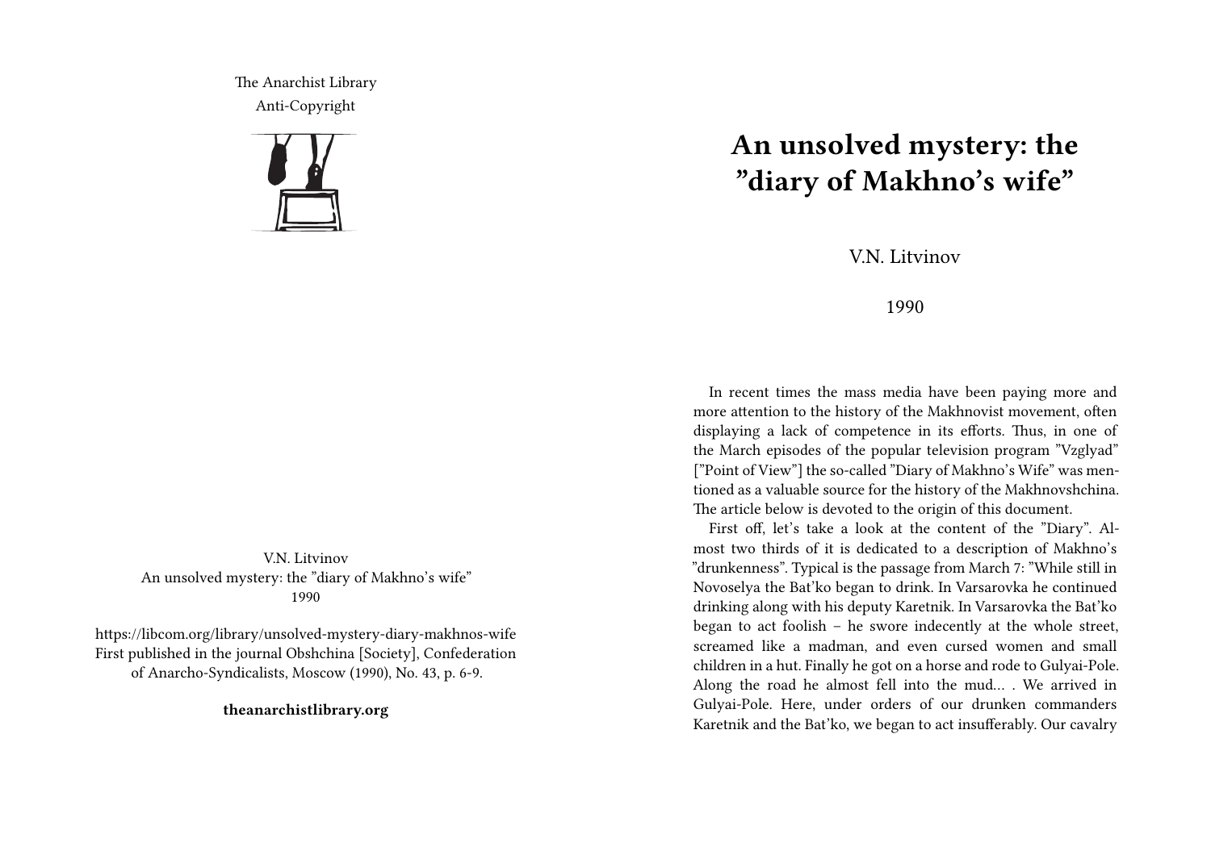The Anarchist Library
Anti-Copyright

V.N. Litvinov
An unsolved mystery: the "diary of Makhno's wife"
1990

https://libcom.org/library/unsolved-mystery-diary-makhnos-wife
First published in the journal Obshchina [Society], Confederation of Anarcho-Syndicalists, Moscow (1990), No. 43, p. 6-9.

**theanarchistlibrary.org**

# An unsolved mystery: the "diary of Makhno's wife"

V.N. Litvinov

1990

In recent times the mass media have been paying more and more attention to the history of the Makhnovist movement, often displaying a lack of competence in its efforts. Thus, in one of the March episodes of the popular television program "Vzglyad" ["Point of View"] the so-called "Diary of Makhno's Wife" was mentioned as a valuable source for the history of the Makhnovshchina. The article below is devoted to the origin of this document.

First off, let's take a look at the content of the "Diary". Almost two thirds of it is dedicated to a description of Makhno's "drunkenness". Typical is the passage from March 7: "While still in Novoselya the Bat'ko began to drink. In Varsarovka he continued drinking along with his deputy Karetnik. In Varsarovka the Bat'ko began to act foolish – he swore indecently at the whole street, screamed like a madman, and even cursed women and small children in a hut. Finally he got on a horse and rode to Gulyai-Pole. Along the road he almost fell into the mud… . We arrived in Gulyai-Pole. Here, under orders of our drunken commanders Karetnik and the Bat'ko, we began to act insufferably. Our cavalry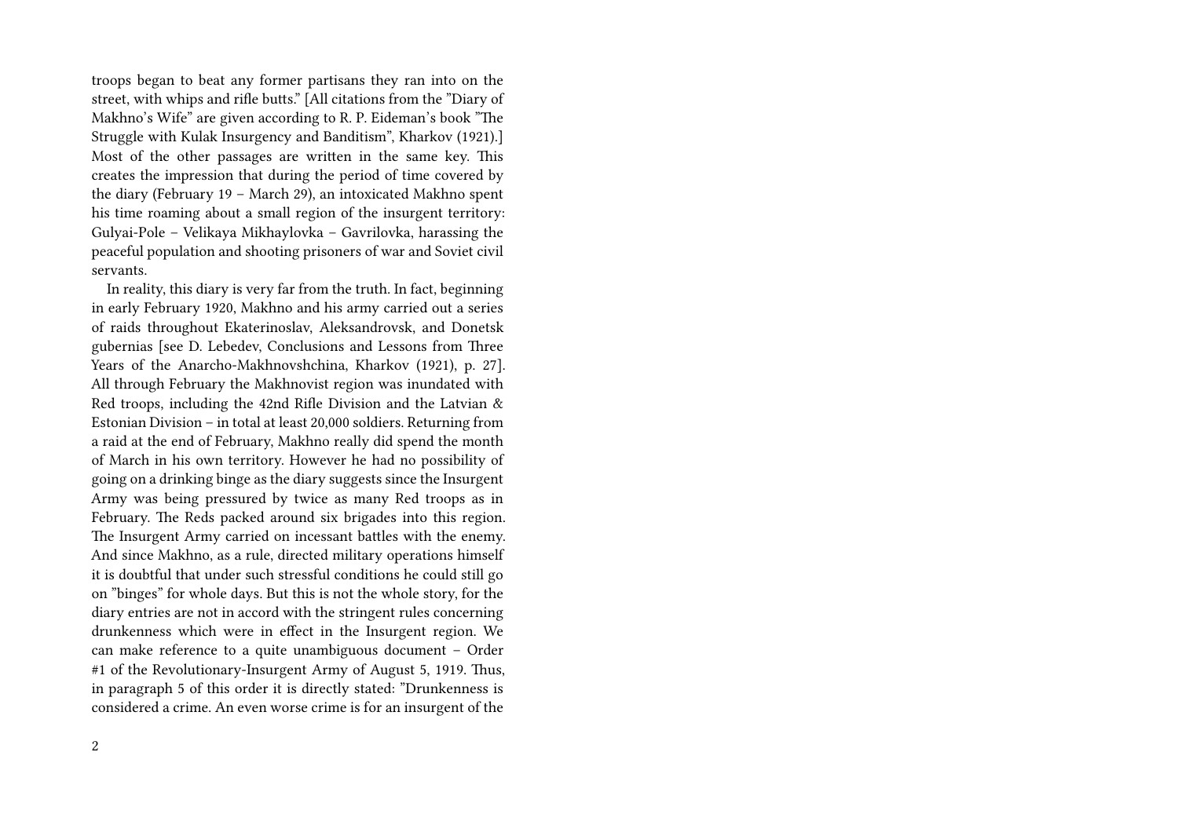troops began to beat any former partisans they ran into on the street, with whips and rifle butts." [All citations from the "Diary of Makhno's Wife" are given according to R. P. Eideman's book "The Struggle with Kulak Insurgency and Banditism", Kharkov (1921).] Most of the other passages are written in the same key. This creates the impression that during the period of time covered by the diary (February 19 – March 29), an intoxicated Makhno spent his time roaming about a small region of the insurgent territory: Gulyai-Pole – Velikaya Mikhaylovka – Gavrilovka, harassing the peaceful population and shooting prisoners of war and Soviet civil servants.

In reality, this diary is very far from the truth. In fact, beginning in early February 1920, Makhno and his army carried out a series of raids throughout Ekaterinoslav, Aleksandrovsk, and Donetsk gubernias [see D. Lebedev, Conclusions and Lessons from Three Years of the Anarcho-Makhnovshchina, Kharkov (1921), p. 27]. All through February the Makhnovist region was inundated with Red troops, including the 42nd Rifle Division and the Latvian & Estonian Division – in total at least 20,000 soldiers. Returning from a raid at the end of February, Makhno really did spend the month of March in his own territory. However he had no possibility of going on a drinking binge as the diary suggests since the Insurgent Army was being pressured by twice as many Red troops as in February. The Reds packed around six brigades into this region. The Insurgent Army carried on incessant battles with the enemy. And since Makhno, as a rule, directed military operations himself it is doubtful that under such stressful conditions he could still go on "binges" for whole days. But this is not the whole story, for the diary entries are not in accord with the stringent rules concerning drunkenness which were in effect in the Insurgent region. We can make reference to a quite unambiguous document – Order #1 of the Revolutionary-Insurgent Army of August 5, 1919. Thus, in paragraph 5 of this order it is directly stated: "Drunkenness is considered a crime. An even worse crime is for an insurgent of the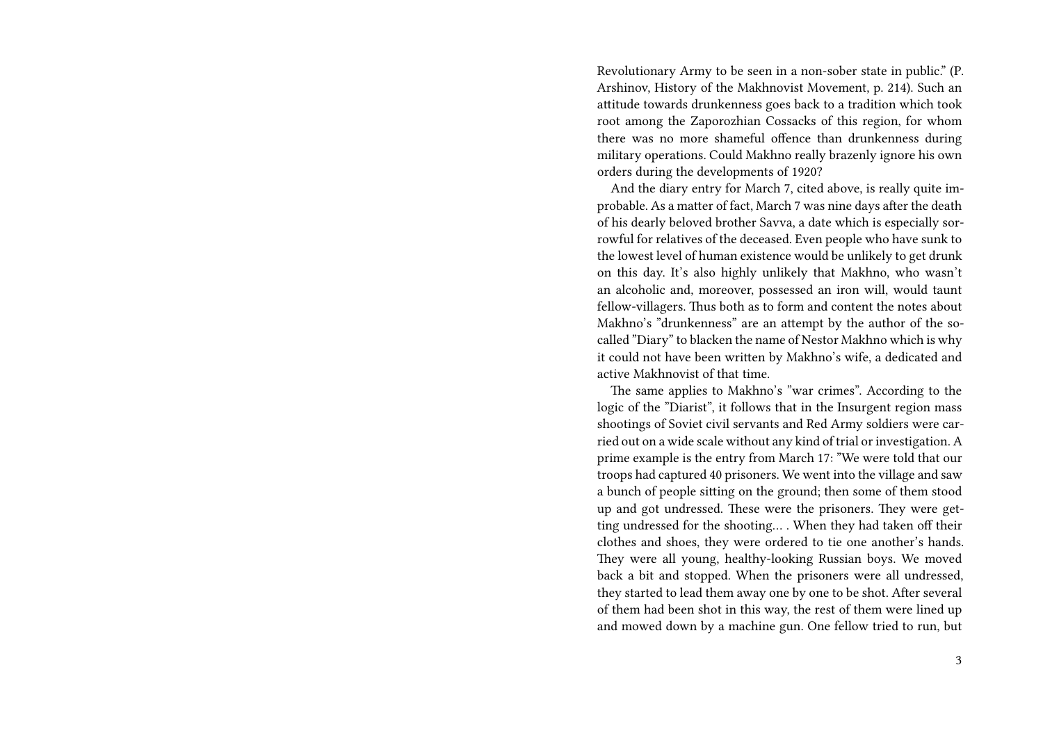Revolutionary Army to be seen in a non-sober state in public." (P. Arshinov, History of the Makhnovist Movement, p. 214). Such an attitude towards drunkenness goes back to a tradition which took root among the Zaporozhian Cossacks of this region, for whom there was no more shameful offence than drunkenness during military operations. Could Makhno really brazenly ignore his own orders during the developments of 1920?

And the diary entry for March 7, cited above, is really quite improbable. As a matter of fact, March 7 was nine days after the death of his dearly beloved brother Savva, a date which is especially sorrowful for relatives of the deceased. Even people who have sunk to the lowest level of human existence would be unlikely to get drunk on this day. It's also highly unlikely that Makhno, who wasn't an alcoholic and, moreover, possessed an iron will, would taunt fellow-villagers. Thus both as to form and content the notes about Makhno's "drunkenness" are an attempt by the author of the so-called "Diary" to blacken the name of Nestor Makhno which is why it could not have been written by Makhno's wife, a dedicated and active Makhnovist of that time.

The same applies to Makhno's "war crimes". According to the logic of the "Diarist", it follows that in the Insurgent region mass shootings of Soviet civil servants and Red Army soldiers were carried out on a wide scale without any kind of trial or investigation. A prime example is the entry from March 17: "We were told that our troops had captured 40 prisoners. We went into the village and saw a bunch of people sitting on the ground; then some of them stood up and got undressed. These were the prisoners. They were getting undressed for the shooting… . When they had taken off their clothes and shoes, they were ordered to tie one another's hands. They were all young, healthy-looking Russian boys. We moved back a bit and stopped. When the prisoners were all undressed, they started to lead them away one by one to be shot. After several of them had been shot in this way, the rest of them were lined up and mowed down by a machine gun. One fellow tried to run, but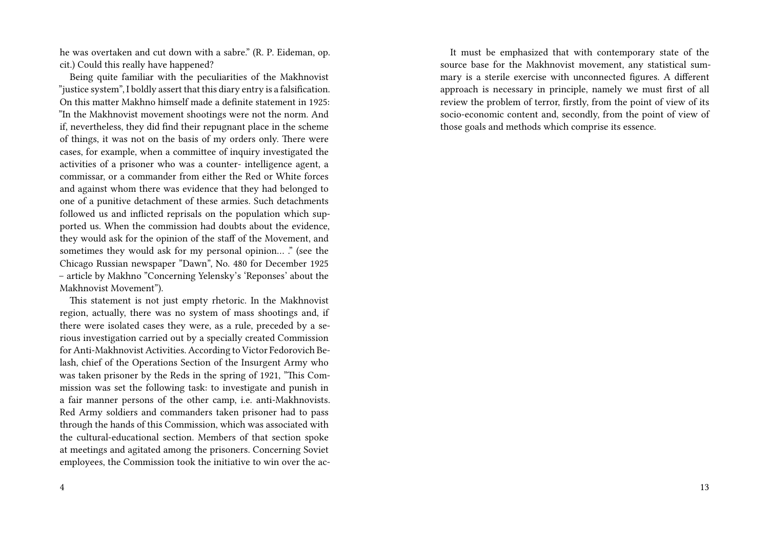he was overtaken and cut down with a sabre." (R. P. Eideman, op. cit.) Could this really have happened?

Being quite familiar with the peculiarities of the Makhnovist "justice system", I boldly assert that this diary entry is a falsification. On this matter Makhno himself made a definite statement in 1925: "In the Makhnovist movement shootings were not the norm. And if, nevertheless, they did find their repugnant place in the scheme of things, it was not on the basis of my orders only. There were cases, for example, when a committee of inquiry investigated the activities of a prisoner who was a counter- intelligence agent, a commissar, or a commander from either the Red or White forces and against whom there was evidence that they had belonged to one of a punitive detachment of these armies. Such detachments followed us and inflicted reprisals on the population which supported us. When the commission had doubts about the evidence, they would ask for the opinion of the staff of the Movement, and sometimes they would ask for my personal opinion… ." (see the Chicago Russian newspaper "Dawn", No. 480 for December 1925 – article by Makhno "Concerning Yelensky's 'Reponses' about the Makhnovist Movement").

This statement is not just empty rhetoric. In the Makhnovist region, actually, there was no system of mass shootings and, if there were isolated cases they were, as a rule, preceded by a serious investigation carried out by a specially created Commission for Anti-Makhnovist Activities. According to Victor Fedorovich Belash, chief of the Operations Section of the Insurgent Army who was taken prisoner by the Reds in the spring of 1921, "This Commission was set the following task: to investigate and punish in a fair manner persons of the other camp, i.e. anti-Makhnovists. Red Army soldiers and commanders taken prisoner had to pass through the hands of this Commission, which was associated with the cultural-educational section. Members of that section spoke at meetings and agitated among the prisoners. Concerning Soviet employees, the Commission took the initiative to win over the ac-

It must be emphasized that with contemporary state of the source base for the Makhnovist movement, any statistical summary is a sterile exercise with unconnected figures. A different approach is necessary in principle, namely we must first of all review the problem of terror, firstly, from the point of view of its socio-economic content and, secondly, from the point of view of those goals and methods which comprise its essence.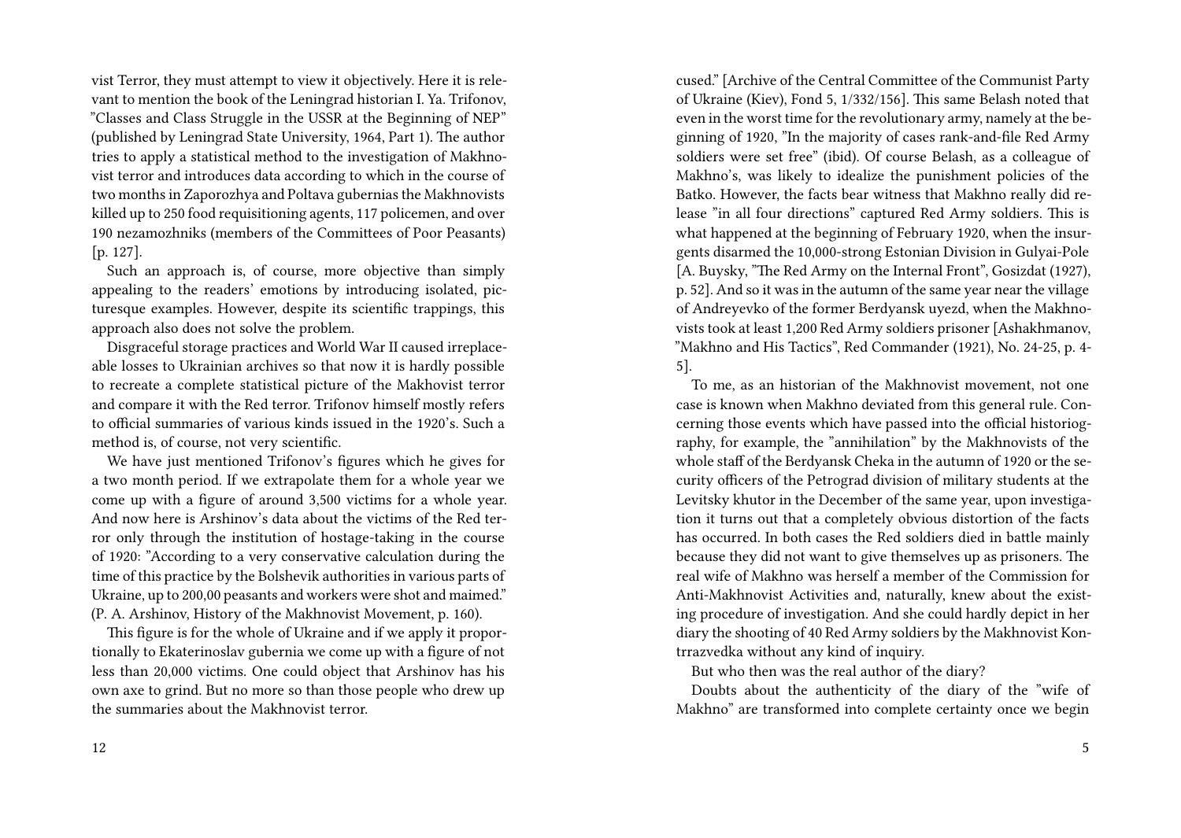vist Terror, they must attempt to view it objectively. Here it is relevant to mention the book of the Leningrad historian I. Ya. Trifonov, "Classes and Class Struggle in the USSR at the Beginning of NEP" (published by Leningrad State University, 1964, Part 1). The author tries to apply a statistical method to the investigation of Makhnovist terror and introduces data according to which in the course of two months in Zaporozhya and Poltava gubernias the Makhnovists killed up to 250 food requisitioning agents, 117 policemen, and over 190 nezamozhniks (members of the Committees of Poor Peasants) [p. 127].

Such an approach is, of course, more objective than simply appealing to the readers' emotions by introducing isolated, picturesque examples. However, despite its scientific trappings, this approach also does not solve the problem.

Disgraceful storage practices and World War II caused irreplaceable losses to Ukrainian archives so that now it is hardly possible to recreate a complete statistical picture of the Makhovist terror and compare it with the Red terror. Trifonov himself mostly refers to official summaries of various kinds issued in the 1920's. Such a method is, of course, not very scientific.

We have just mentioned Trifonov's figures which he gives for a two month period. If we extrapolate them for a whole year we come up with a figure of around 3,500 victims for a whole year. And now here is Arshinov's data about the victims of the Red terror only through the institution of hostage-taking in the course of 1920: "According to a very conservative calculation during the time of this practice by the Bolshevik authorities in various parts of Ukraine, up to 200,00 peasants and workers were shot and maimed." (P. A. Arshinov, History of the Makhnovist Movement, p. 160).

This figure is for the whole of Ukraine and if we apply it proportionally to Ekaterinoslav gubernia we come up with a figure of not less than 20,000 victims. One could object that Arshinov has his own axe to grind. But no more so than those people who drew up the summaries about the Makhnovist terror.

cused." [Archive of the Central Committee of the Communist Party of Ukraine (Kiev), Fond 5, 1/332/156]. This same Belash noted that even in the worst time for the revolutionary army, namely at the beginning of 1920, "In the majority of cases rank-and-file Red Army soldiers were set free" (ibid). Of course Belash, as a colleague of Makhno's, was likely to idealize the punishment policies of the Batko. However, the facts bear witness that Makhno really did release "in all four directions" captured Red Army soldiers. This is what happened at the beginning of February 1920, when the insurgents disarmed the 10,000-strong Estonian Division in Gulyai-Pole [A. Buysky, "The Red Army on the Internal Front", Gosizdat (1927), p. 52]. And so it was in the autumn of the same year near the village of Andreyevko of the former Berdyansk uyezd, when the Makhnovists took at least 1,200 Red Army soldiers prisoner [Ashakhmanov, "Makhno and His Tactics", Red Commander (1921), No. 24-25, p. 4-5].

To me, as an historian of the Makhnovist movement, not one case is known when Makhno deviated from this general rule. Concerning those events which have passed into the official historiography, for example, the "annihilation" by the Makhnovists of the whole staff of the Berdyansk Cheka in the autumn of 1920 or the security officers of the Petrograd division of military students at the Levitsky khutor in the December of the same year, upon investigation it turns out that a completely obvious distortion of the facts has occurred. In both cases the Red soldiers died in battle mainly because they did not want to give themselves up as prisoners. The real wife of Makhno was herself a member of the Commission for Anti-Makhnovist Activities and, naturally, knew about the existing procedure of investigation. And she could hardly depict in her diary the shooting of 40 Red Army soldiers by the Makhnovist Kontrrazvedka without any kind of inquiry.

But who then was the real author of the diary?

Doubts about the authenticity of the diary of the "wife of Makhno" are transformed into complete certainty once we begin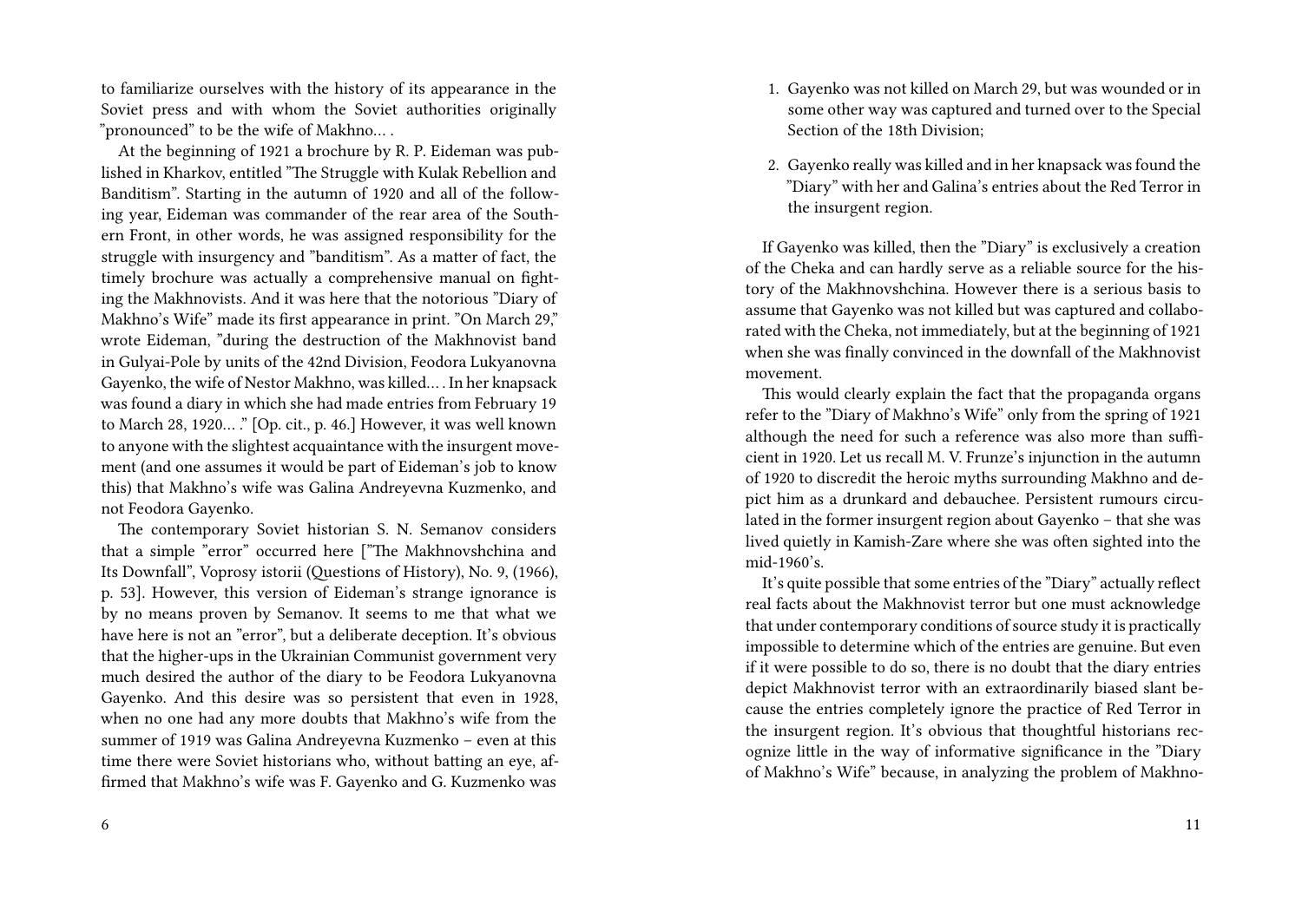to familiarize ourselves with the history of its appearance in the Soviet press and with whom the Soviet authorities originally "pronounced" to be the wife of Makhno… .

At the beginning of 1921 a brochure by R. P. Eideman was published in Kharkov, entitled "The Struggle with Kulak Rebellion and Banditism". Starting in the autumn of 1920 and all of the following year, Eideman was commander of the rear area of the Southern Front, in other words, he was assigned responsibility for the struggle with insurgency and "banditism". As a matter of fact, the timely brochure was actually a comprehensive manual on fighting the Makhnovists. And it was here that the notorious "Diary of Makhno's Wife" made its first appearance in print. "On March 29," wrote Eideman, "during the destruction of the Makhnovist band in Gulyai-Pole by units of the 42nd Division, Feodora Lukyanovna Gayenko, the wife of Nestor Makhno, was killed… . In her knapsack was found a diary in which she had made entries from February 19 to March 28, 1920… ." [Op. cit., p. 46.] However, it was well known to anyone with the slightest acquaintance with the insurgent movement (and one assumes it would be part of Eideman's job to know this) that Makhno's wife was Galina Andreyevna Kuzmenko, and not Feodora Gayenko.

The contemporary Soviet historian S. N. Semanov considers that a simple "error" occurred here ["The Makhnovshchina and Its Downfall", Voprosy istorii (Questions of History), No. 9, (1966), p. 53]. However, this version of Eideman's strange ignorance is by no means proven by Semanov. It seems to me that what we have here is not an "error", but a deliberate deception. It's obvious that the higher-ups in the Ukrainian Communist government very much desired the author of the diary to be Feodora Lukyanovna Gayenko. And this desire was so persistent that even in 1928, when no one had any more doubts that Makhno's wife from the summer of 1919 was Galina Andreyevna Kuzmenko – even at this time there were Soviet historians who, without batting an eye, affirmed that Makhno's wife was F. Gayenko and G. Kuzmenko was

1. Gayenko was not killed on March 29, but was wounded or in some other way was captured and turned over to the Special Section of the 18th Division;
2. Gayenko really was killed and in her knapsack was found the "Diary" with her and Galina's entries about the Red Terror in the insurgent region.

If Gayenko was killed, then the "Diary" is exclusively a creation of the Cheka and can hardly serve as a reliable source for the history of the Makhnovshchina. However there is a serious basis to assume that Gayenko was not killed but was captured and collaborated with the Cheka, not immediately, but at the beginning of 1921 when she was finally convinced in the downfall of the Makhnovist movement.

This would clearly explain the fact that the propaganda organs refer to the "Diary of Makhno's Wife" only from the spring of 1921 although the need for such a reference was also more than sufficient in 1920. Let us recall M. V. Frunze's injunction in the autumn of 1920 to discredit the heroic myths surrounding Makhno and depict him as a drunkard and debauchee. Persistent rumours circulated in the former insurgent region about Gayenko – that she was lived quietly in Kamish-Zare where she was often sighted into the mid-1960's.

It's quite possible that some entries of the "Diary" actually reflect real facts about the Makhnovist terror but one must acknowledge that under contemporary conditions of source study it is practically impossible to determine which of the entries are genuine. But even if it were possible to do so, there is no doubt that the diary entries depict Makhnovist terror with an extraordinarily biased slant because the entries completely ignore the practice of Red Terror in the insurgent region. It's obvious that thoughtful historians recognize little in the way of informative significance in the "Diary of Makhno's Wife" because, in analyzing the problem of Makhno-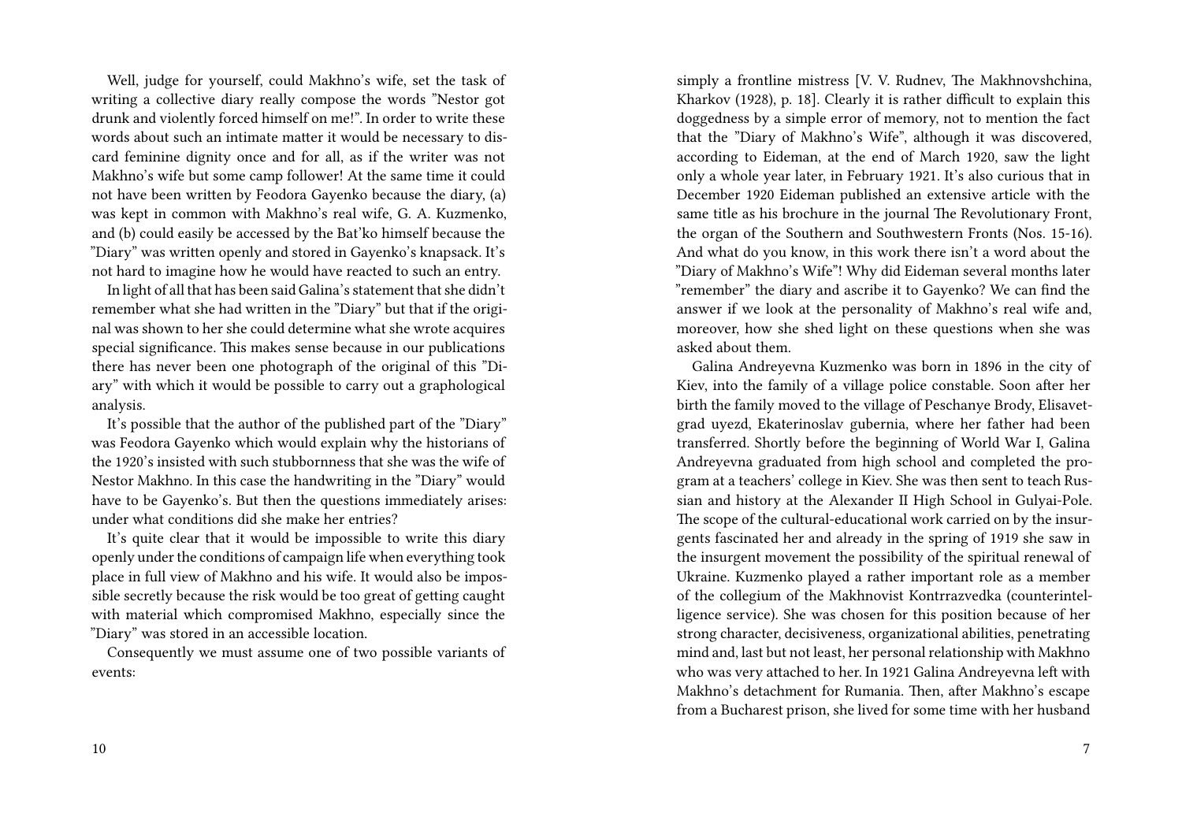Well, judge for yourself, could Makhno's wife, set the task of writing a collective diary really compose the words "Nestor got drunk and violently forced himself on me!". In order to write these words about such an intimate matter it would be necessary to discard feminine dignity once and for all, as if the writer was not Makhno's wife but some camp follower! At the same time it could not have been written by Feodora Gayenko because the diary, (a) was kept in common with Makhno's real wife, G. A. Kuzmenko, and (b) could easily be accessed by the Bat'ko himself because the "Diary" was written openly and stored in Gayenko's knapsack. It's not hard to imagine how he would have reacted to such an entry.

In light of all that has been said Galina's statement that she didn't remember what she had written in the "Diary" but that if the original was shown to her she could determine what she wrote acquires special significance. This makes sense because in our publications there has never been one photograph of the original of this "Diary" with which it would be possible to carry out a graphological analysis.

It's possible that the author of the published part of the "Diary" was Feodora Gayenko which would explain why the historians of the 1920's insisted with such stubbornness that she was the wife of Nestor Makhno. In this case the handwriting in the "Diary" would have to be Gayenko's. But then the questions immediately arises: under what conditions did she make her entries?

It's quite clear that it would be impossible to write this diary openly under the conditions of campaign life when everything took place in full view of Makhno and his wife. It would also be impossible secretly because the risk would be too great of getting caught with material which compromised Makhno, especially since the "Diary" was stored in an accessible location.

Consequently we must assume one of two possible variants of events:

simply a frontline mistress [V. V. Rudnev, The Makhnovshchina, Kharkov (1928), p. 18]. Clearly it is rather difficult to explain this doggedness by a simple error of memory, not to mention the fact that the "Diary of Makhno's Wife", although it was discovered, according to Eideman, at the end of March 1920, saw the light only a whole year later, in February 1921. It's also curious that in December 1920 Eideman published an extensive article with the same title as his brochure in the journal The Revolutionary Front, the organ of the Southern and Southwestern Fronts (Nos. 15-16). And what do you know, in this work there isn't a word about the "Diary of Makhno's Wife"! Why did Eideman several months later "remember" the diary and ascribe it to Gayenko? We can find the answer if we look at the personality of Makhno's real wife and, moreover, how she shed light on these questions when she was asked about them.

Galina Andreyevna Kuzmenko was born in 1896 in the city of Kiev, into the family of a village police constable. Soon after her birth the family moved to the village of Peschanye Brody, Elisavetgrad uyezd, Ekaterinoslav gubernia, where her father had been transferred. Shortly before the beginning of World War I, Galina Andreyevna graduated from high school and completed the program at a teachers' college in Kiev. She was then sent to teach Russian and history at the Alexander II High School in Gulyai-Pole. The scope of the cultural-educational work carried on by the insurgents fascinated her and already in the spring of 1919 she saw in the insurgent movement the possibility of the spiritual renewal of Ukraine. Kuzmenko played a rather important role as a member of the collegium of the Makhnovist Kontrrazvedka (counterintelligence service). She was chosen for this position because of her strong character, decisiveness, organizational abilities, penetrating mind and, last but not least, her personal relationship with Makhno who was very attached to her. In 1921 Galina Andreyevna left with Makhno's detachment for Rumania. Then, after Makhno's escape from a Bucharest prison, she lived for some time with her husband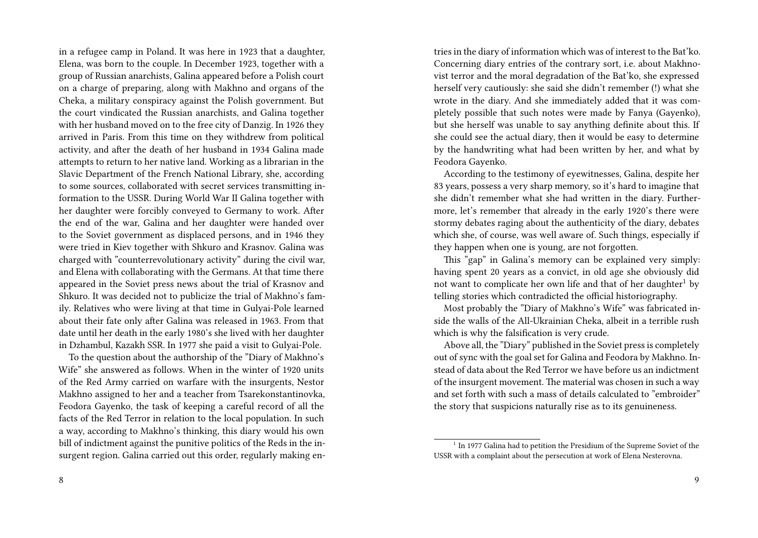in a refugee camp in Poland. It was here in 1923 that a daughter, Elena, was born to the couple. In December 1923, together with a group of Russian anarchists, Galina appeared before a Polish court on a charge of preparing, along with Makhno and organs of the Cheka, a military conspiracy against the Polish government. But the court vindicated the Russian anarchists, and Galina together with her husband moved on to the free city of Danzig. In 1926 they arrived in Paris. From this time on they withdrew from political activity, and after the death of her husband in 1934 Galina made attempts to return to her native land. Working as a librarian in the Slavic Department of the French National Library, she, according to some sources, collaborated with secret services transmitting information to the USSR. During World War II Galina together with her daughter were forcibly conveyed to Germany to work. After the end of the war, Galina and her daughter were handed over to the Soviet government as displaced persons, and in 1946 they were tried in Kiev together with Shkuro and Krasnov. Galina was charged with "counterrevolutionary activity" during the civil war, and Elena with collaborating with the Germans. At that time there appeared in the Soviet press news about the trial of Krasnov and Shkuro. It was decided not to publicize the trial of Makhno's family. Relatives who were living at that time in Gulyai-Pole learned about their fate only after Galina was released in 1963. From that date until her death in the early 1980's she lived with her daughter in Dzhambul, Kazakh SSR. In 1977 she paid a visit to Gulyai-Pole.

To the question about the authorship of the "Diary of Makhno's Wife" she answered as follows. When in the winter of 1920 units of the Red Army carried on warfare with the insurgents, Nestor Makhno assigned to her and a teacher from Tsarekonstantinovka, Feodora Gayenko, the task of keeping a careful record of all the facts of the Red Terror in relation to the local population. In such a way, according to Makhno's thinking, this diary would his own bill of indictment against the punitive politics of the Reds in the insurgent region. Galina carried out this order, regularly making entries in the diary of information which was of interest to the Bat'ko. Concerning diary entries of the contrary sort, i.e. about Makhnovist terror and the moral degradation of the Bat'ko, she expressed herself very cautiously: she said she didn't remember (!) what she wrote in the diary. And she immediately added that it was completely possible that such notes were made by Fanya (Gayenko), but she herself was unable to say anything definite about this. If she could see the actual diary, then it would be easy to determine by the handwriting what had been written by her, and what by Feodora Gayenko.

According to the testimony of eyewitnesses, Galina, despite her 83 years, possess a very sharp memory, so it's hard to imagine that she didn't remember what she had written in the diary. Furthermore, let's remember that already in the early 1920's there were stormy debates raging about the authenticity of the diary, debates which she, of course, was well aware of. Such things, especially if they happen when one is young, are not forgotten.

This "gap" in Galina's memory can be explained very simply: having spent 20 years as a convict, in old age she obviously did not want to complicate her own life and that of her daughter[1] by telling stories which contradicted the official historiography.

Most probably the "Diary of Makhno's Wife" was fabricated inside the walls of the All-Ukrainian Cheka, albeit in a terrible rush which is why the falsification is very crude.

Above all, the "Diary" published in the Soviet press is completely out of sync with the goal set for Galina and Feodora by Makhno. Instead of data about the Red Terror we have before us an indictment of the insurgent movement. The material was chosen in such a way and set forth with such a mass of details calculated to "embroider" the story that suspicions naturally rise as to its genuineness.

[1] In 1977 Galina had to petition the Presidium of the Supreme Soviet of the USSR with a complaint about the persecution at work of Elena Nesterovna.